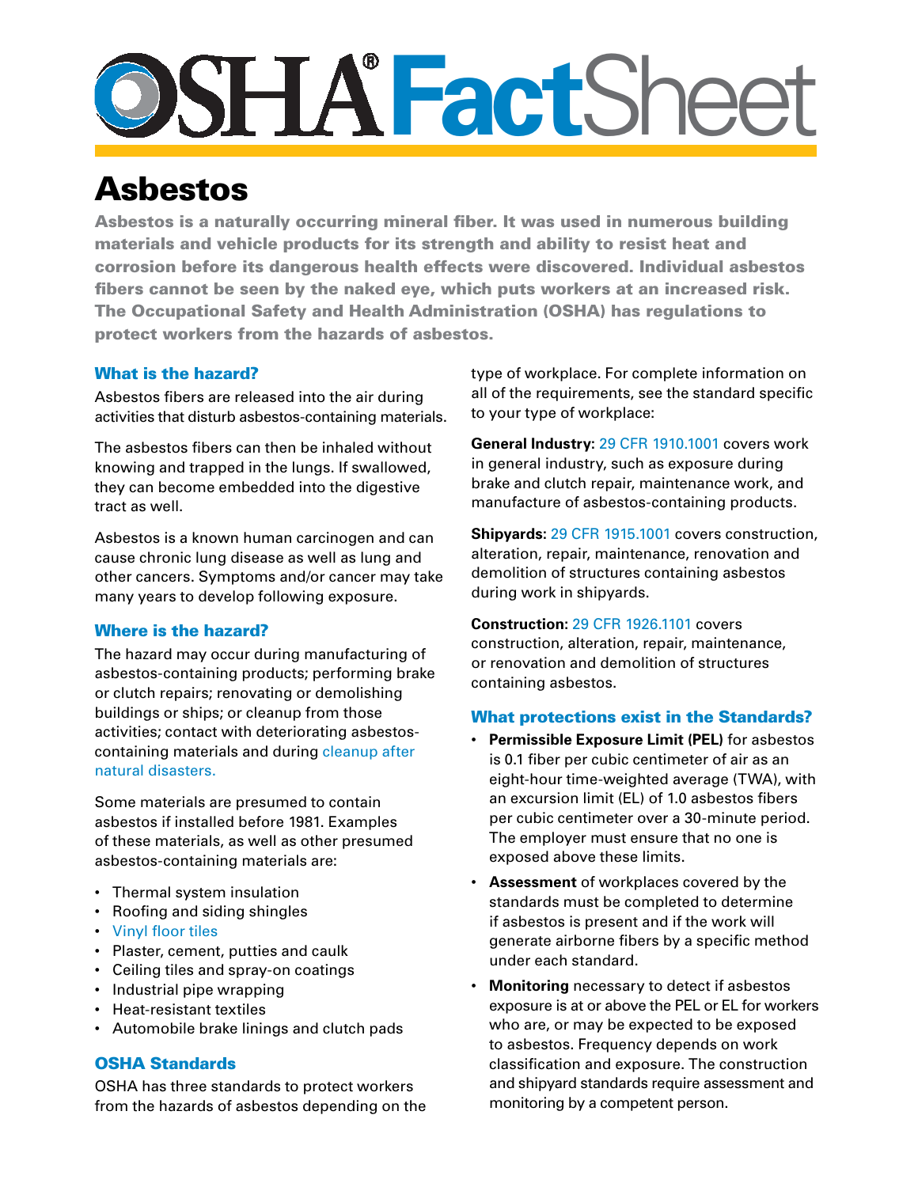# OSHA® FactSheet

# Asbestos

**Asbestos is a naturally occurring mineral fiber. It was used in numerous building materials and vehicle products for its strength and ability to resist heat and corrosion before its dangerous health effects were discovered. Individual asbestos fibers cannot be seen by the naked eye, which puts workers at an increased risk. The Occupational Safety and Health Administration (OSHA) has regulations to protect workers from the hazards of asbestos.**

## What is the hazard?

Asbestos fibers are released into the air during activities that disturb asbestos-containing materials.

The asbestos fibers can then be inhaled without knowing and trapped in the lungs. If swallowed, they can become embedded into the digestive tract as well.

Asbestos is a known human carcinogen and can cause chronic lung disease as well as lung and other cancers. Symptoms and/or cancer may take many years to develop following exposure.

## Where is the hazard?

The hazard may occur during manufacturing of asbestos-containing products; performing brake or clutch repairs; renovating or demolishing buildings or ships; or cleanup from those activities; contact with deteriorating asbestos-containing materials and during cleanup after natural disasters.

Some materials are presumed to contain asbestos if installed before 1981. Examples of these materials, as well as other presumed asbestos-containing materials are:

- Thermal system insulation
- Roofing and siding shingles
- Vinyl floor tiles
- Plaster, cement, putties and caulk
- Ceiling tiles and spray-on coatings
- Industrial pipe wrapping
- Heat-resistant textiles
- Automobile brake linings and clutch pads

## OSHA Standards

OSHA has three standards to protect workers from the hazards of asbestos depending on the type of workplace. For complete information on all of the requirements, see the standard specific to your type of workplace:

**General Industry:** 29 CFR 1910.1001 covers work in general industry, such as exposure during brake and clutch repair, maintenance work, and manufacture of asbestos-containing products.

**Shipyards:** 29 CFR 1915.1001 covers construction, alteration, repair, maintenance, renovation and demolition of structures containing asbestos during work in shipyards.

**Construction:** 29 CFR 1926.1101 covers construction, alteration, repair, maintenance, or renovation and demolition of structures containing asbestos.

## What protections exist in the Standards?

- **Permissible Exposure Limit (PEL)** for asbestos is 0.1 fiber per cubic centimeter of air as an eight-hour time-weighted average (TWA), with an excursion limit (EL) of 1.0 asbestos fibers per cubic centimeter over a 30-minute period. The employer must ensure that no one is exposed above these limits.
- **Assessment** of workplaces covered by the standards must be completed to determine if asbestos is present and if the work will generate airborne fibers by a specific method under each standard.
- **Monitoring** necessary to detect if asbestos exposure is at or above the PEL or EL for workers who are, or may be expected to be exposed to asbestos. Frequency depends on work classification and exposure. The construction and shipyard standards require assessment and monitoring by a competent person.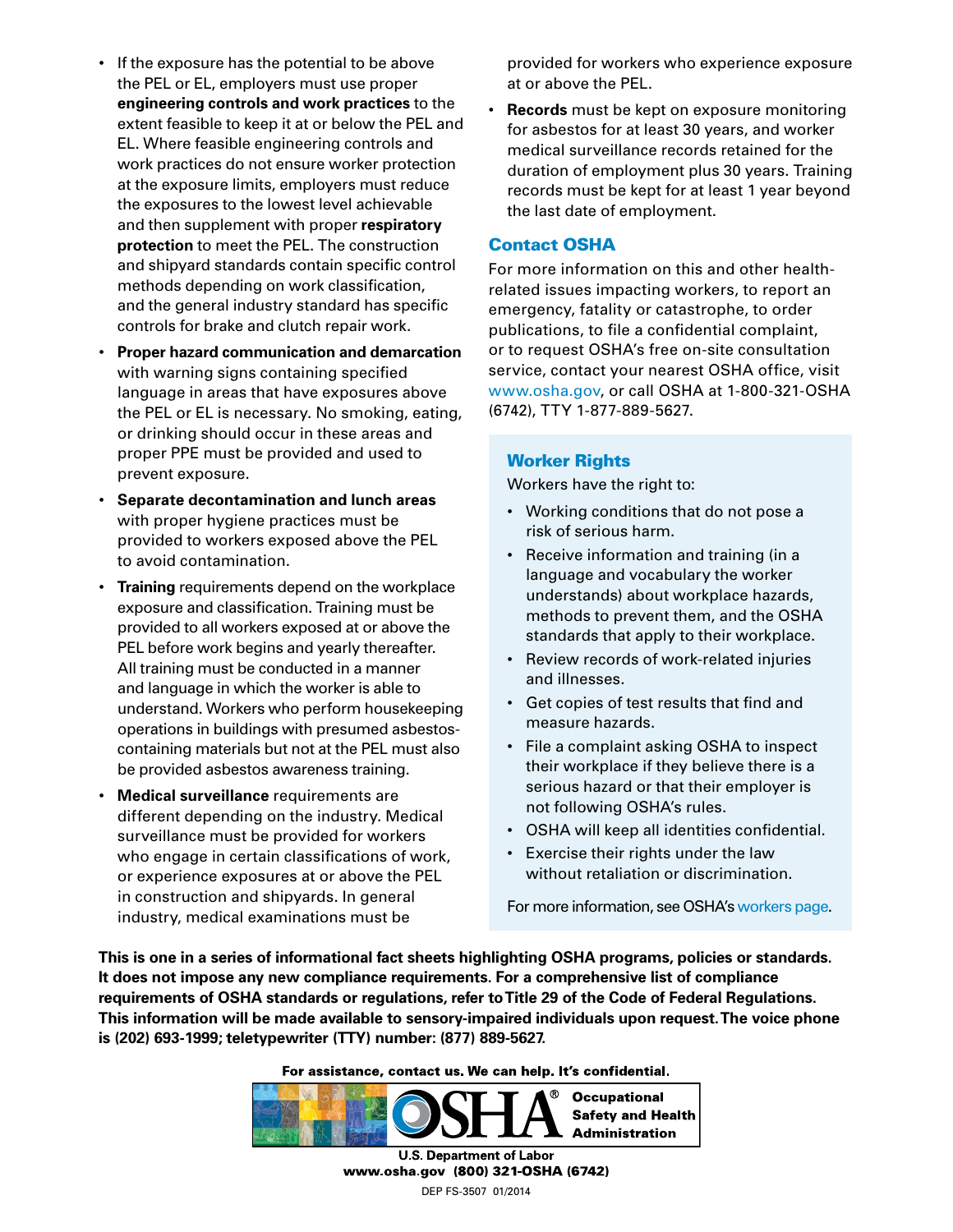- If the exposure has the potential to be above the PEL or EL, employers must use proper **engineering controls and work practices** to the extent feasible to keep it at or below the PEL and EL. Where feasible engineering controls and work practices do not ensure worker protection at the exposure limits, employers must reduce the exposures to the lowest level achievable and then supplement with proper **respiratory protection** to meet the PEL. The construction and shipyard standards contain specific control methods depending on work classification, and the general industry standard has specific controls for brake and clutch repair work.
- **Proper hazard communication and demarcation** with warning signs containing specified language in areas that have exposures above the PEL or EL is necessary. No smoking, eating, or drinking should occur in these areas and proper PPE must be provided and used to prevent exposure.
- **Separate decontamination and lunch areas** with proper hygiene practices must be provided to workers exposed above the PEL to avoid contamination.
- **Training** requirements depend on the workplace exposure and classification. Training must be provided to all workers exposed at or above the PEL before work begins and yearly thereafter. All training must be conducted in a manner and language in which the worker is able to understand. Workers who perform housekeeping operations in buildings with presumed asbestos-containing materials but not at the PEL must also be provided asbestos awareness training.
- **Medical surveillance** requirements are different depending on the industry. Medical surveillance must be provided for workers who engage in certain classifications of work, or experience exposures at or above the PEL in construction and shipyards. In general industry, medical examinations must be provided for workers who experience exposure at or above the PEL.
- **Records** must be kept on exposure monitoring for asbestos for at least 30 years, and worker medical surveillance records retained for the duration of employment plus 30 years. Training records must be kept for at least 1 year beyond the last date of employment.

## Contact OSHA

For more information on this and other health-related issues impacting workers, to report an emergency, fatality or catastrophe, to order publications, to file a confidential complaint, or to request OSHA's free on-site consultation service, contact your nearest OSHA office, visit www.osha.gov, or call OSHA at 1-800-321-OSHA (6742), TTY 1-877-889-5627.

### Worker Rights

Workers have the right to:

- Working conditions that do not pose a risk of serious harm.
- Receive information and training (in a language and vocabulary the worker understands) about workplace hazards, methods to prevent them, and the OSHA standards that apply to their workplace.
- Review records of work-related injuries and illnesses.
- Get copies of test results that find and measure hazards.
- File a complaint asking OSHA to inspect their workplace if they believe there is a serious hazard or that their employer is not following OSHA's rules.
- OSHA will keep all identities confidential.
- Exercise their rights under the law without retaliation or discrimination.

For more information, see OSHA's workers page.

**This is one in a series of informational fact sheets highlighting OSHA programs, policies or standards. It does not impose any new compliance requirements. For a comprehensive list of compliance requirements of OSHA standards or regulations, refer to Title 29 of the Code of Federal Regulations. This information will be made available to sensory-impaired individuals upon request. The voice phone is (202) 693-1999; teletypewriter (TTY) number: (877) 889-5627.**

**For assistance, contact us. We can help. It's confidential.**

**OSHA® Occupational Safety and Health Administration**

**U.S. Department of Labor**
**www.osha.gov (800) 321-OSHA (6742)**

DEP FS-3507 01/2014